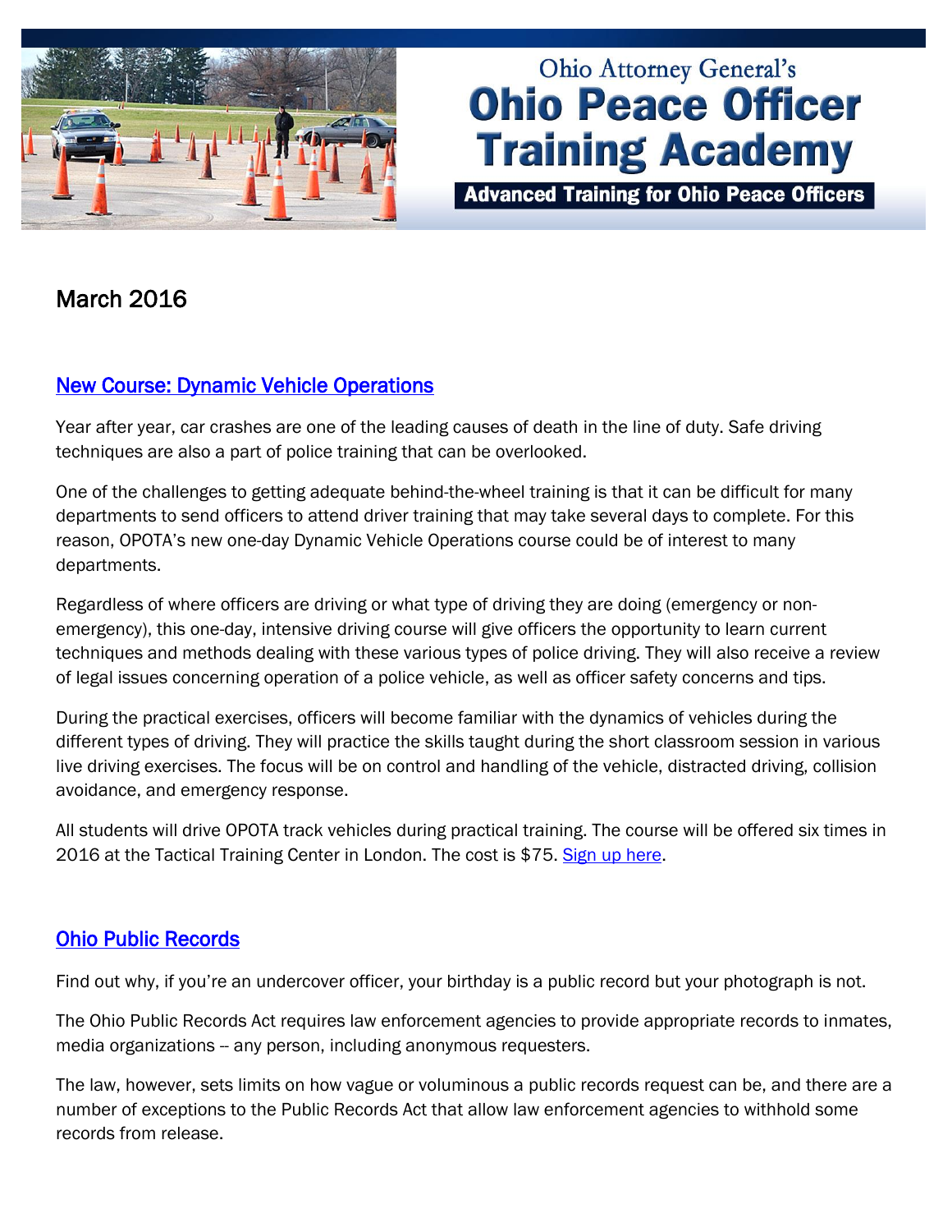Ohio Attorney General's

# Ohio Peace Officer Training Academy

**Advanced Training for Ohio Peace Officers**

March 2016

## New Course: Dynamic Vehicle Operations

Year after year, car crashes are one of the leading causes of death in the line of duty. Safe driving techniques are also a part of police training that can be overlooked.

One of the challenges to getting adequate behind-the-wheel training is that it can be difficult for many departments to send officers to attend driver training that may take several days to complete. For this reason, OPOTA's new one-day Dynamic Vehicle Operations course could be of interest to many departments.

Regardless of where officers are driving or what type of driving they are doing (emergency or non-emergency), this one-day, intensive driving course will give officers the opportunity to learn current techniques and methods dealing with these various types of police driving. They will also receive a review of legal issues concerning operation of a police vehicle, as well as officer safety concerns and tips.

During the practical exercises, officers will become familiar with the dynamics of vehicles during the different types of driving. They will practice the skills taught during the short classroom session in various live driving exercises. The focus will be on control and handling of the vehicle, distracted driving, collision avoidance, and emergency response.

All students will drive OPOTA track vehicles during practical training. The course will be offered six times in 2016 at the Tactical Training Center in London. The cost is $75. Sign up here.

## Ohio Public Records

Find out why, if you're an undercover officer, your birthday is a public record but your photograph is not.

The Ohio Public Records Act requires law enforcement agencies to provide appropriate records to inmates, media organizations -- any person, including anonymous requesters.

The law, however, sets limits on how vague or voluminous a public records request can be, and there are a number of exceptions to the Public Records Act that allow law enforcement agencies to withhold some records from release.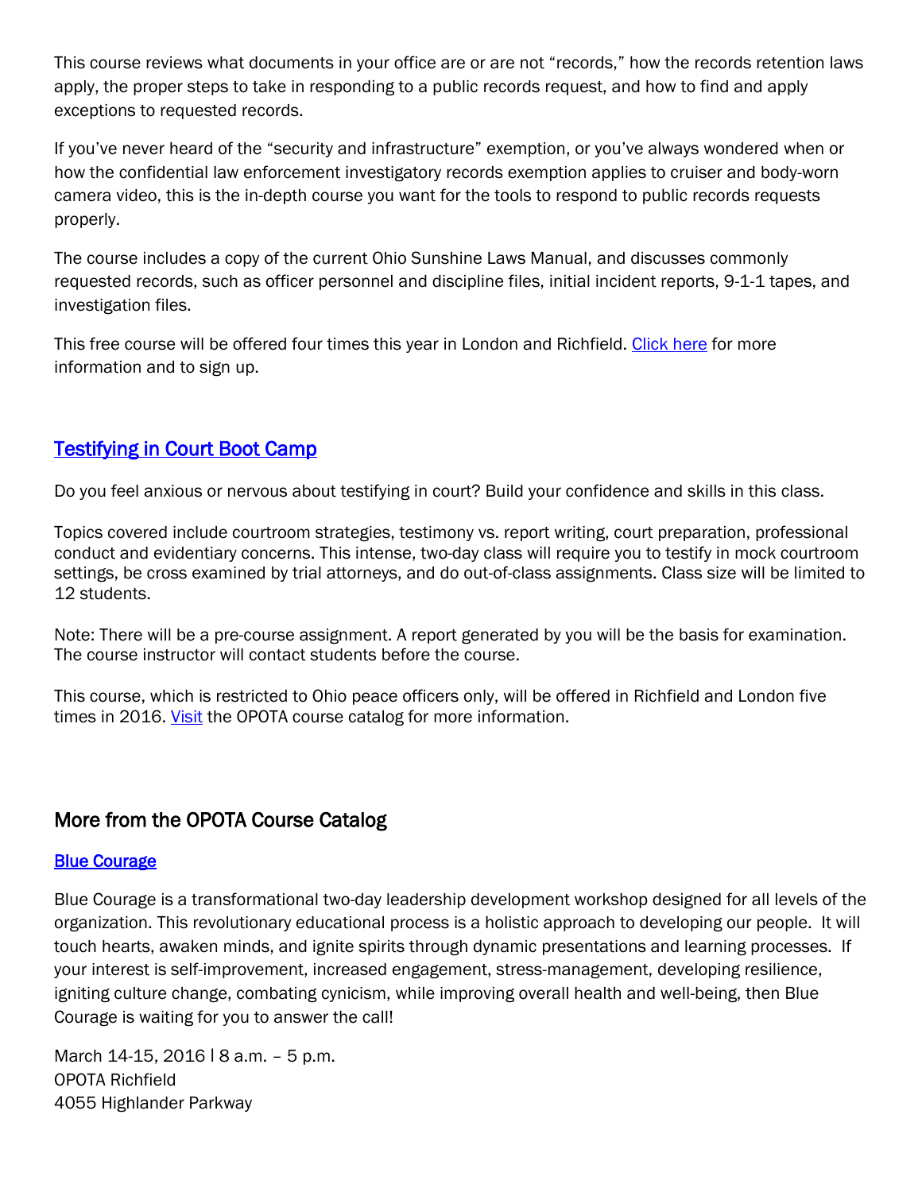This course reviews what documents in your office are or are not "records," how the records retention laws apply, the proper steps to take in responding to a public records request, and how to find and apply exceptions to requested records.

If you've never heard of the "security and infrastructure" exemption, or you've always wondered when or how the confidential law enforcement investigatory records exemption applies to cruiser and body-worn camera video, this is the in-depth course you want for the tools to respond to public records requests properly.

The course includes a copy of the current Ohio Sunshine Laws Manual, and discusses commonly requested records, such as officer personnel and discipline files, initial incident reports, 9-1-1 tapes, and investigation files.

This free course will be offered four times this year in London and Richfield. Click here for more information and to sign up.

## Testifying in Court Boot Camp

Do you feel anxious or nervous about testifying in court? Build your confidence and skills in this class.

Topics covered include courtroom strategies, testimony vs. report writing, court preparation, professional conduct and evidentiary concerns. This intense, two-day class will require you to testify in mock courtroom settings, be cross examined by trial attorneys, and do out-of-class assignments. Class size will be limited to 12 students.

Note: There will be a pre-course assignment. A report generated by you will be the basis for examination. The course instructor will contact students before the course.

This course, which is restricted to Ohio peace officers only, will be offered in Richfield and London five times in 2016. Visit the OPOTA course catalog for more information.

## More from the OPOTA Course Catalog

### Blue Courage

Blue Courage is a transformational two-day leadership development workshop designed for all levels of the organization. This revolutionary educational process is a holistic approach to developing our people. It will touch hearts, awaken minds, and ignite spirits through dynamic presentations and learning processes. If your interest is self-improvement, increased engagement, stress-management, developing resilience, igniting culture change, combating cynicism, while improving overall health and well-being, then Blue Courage is waiting for you to answer the call!

March 14-15, 2016 | 8 a.m. – 5 p.m.
OPOTA Richfield
4055 Highlander Parkway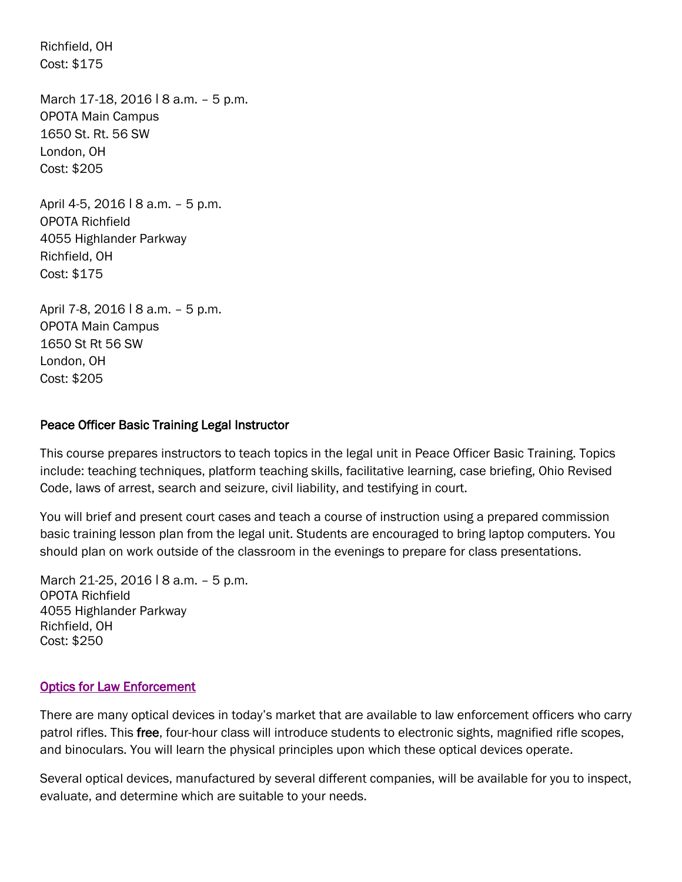Richfield, OH
Cost: $175

March 17-18, 2016 | 8 a.m. – 5 p.m.
OPOTA Main Campus
1650 St. Rt. 56 SW
London, OH
Cost: $205

April 4-5, 2016 | 8 a.m. – 5 p.m.
OPOTA Richfield
4055 Highlander Parkway
Richfield, OH
Cost: $175

April 7-8, 2016 | 8 a.m. – 5 p.m.
OPOTA Main Campus
1650 St Rt 56 SW
London, OH
Cost: $205

### Peace Officer Basic Training Legal Instructor

This course prepares instructors to teach topics in the legal unit in Peace Officer Basic Training. Topics include: teaching techniques, platform teaching skills, facilitative learning, case briefing, Ohio Revised Code, laws of arrest, search and seizure, civil liability, and testifying in court.

You will brief and present court cases and teach a course of instruction using a prepared commission basic training lesson plan from the legal unit. Students are encouraged to bring laptop computers. You should plan on work outside of the classroom in the evenings to prepare for class presentations.

March 21-25, 2016 | 8 a.m. – 5 p.m.
OPOTA Richfield
4055 Highlander Parkway
Richfield, OH
Cost: $250

### Optics for Law Enforcement

There are many optical devices in today's market that are available to law enforcement officers who carry patrol rifles. This **free**, four-hour class will introduce students to electronic sights, magnified rifle scopes, and binoculars. You will learn the physical principles upon which these optical devices operate.

Several optical devices, manufactured by several different companies, will be available for you to inspect, evaluate, and determine which are suitable to your needs.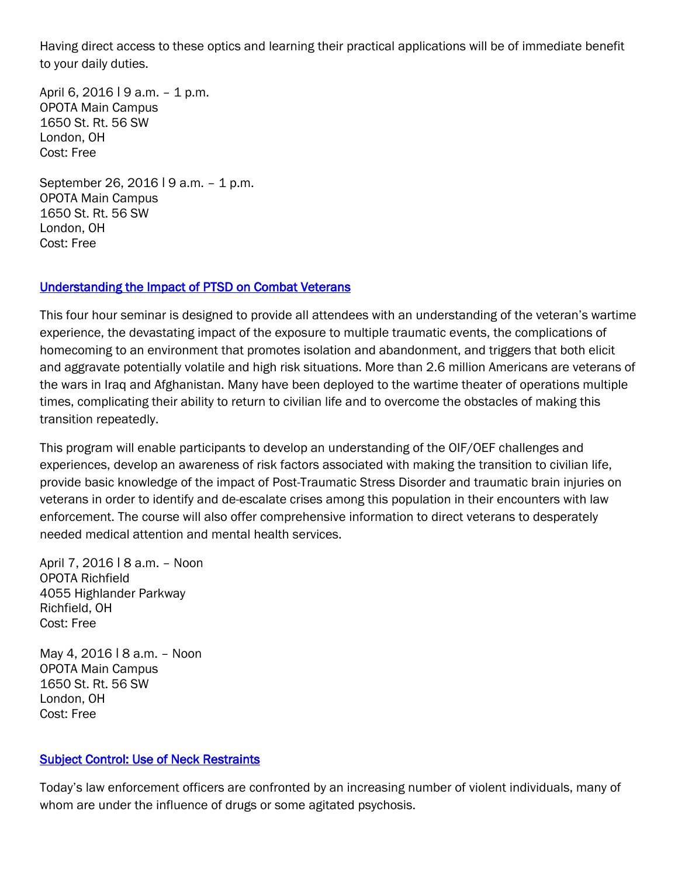Having direct access to these optics and learning their practical applications will be of immediate benefit to your daily duties.

April 6, 2016 l 9 a.m. – 1 p.m.
OPOTA Main Campus
1650 St. Rt. 56 SW
London, OH
Cost: Free

September 26, 2016 l 9 a.m. – 1 p.m.
OPOTA Main Campus
1650 St. Rt. 56 SW
London, OH
Cost: Free

### Understanding the Impact of PTSD on Combat Veterans

This four hour seminar is designed to provide all attendees with an understanding of the veteran's wartime experience, the devastating impact of the exposure to multiple traumatic events, the complications of homecoming to an environment that promotes isolation and abandonment, and triggers that both elicit and aggravate potentially volatile and high risk situations. More than 2.6 million Americans are veterans of the wars in Iraq and Afghanistan. Many have been deployed to the wartime theater of operations multiple times, complicating their ability to return to civilian life and to overcome the obstacles of making this transition repeatedly.

This program will enable participants to develop an understanding of the OIF/OEF challenges and experiences, develop an awareness of risk factors associated with making the transition to civilian life, provide basic knowledge of the impact of Post-Traumatic Stress Disorder and traumatic brain injuries on veterans in order to identify and de-escalate crises among this population in their encounters with law enforcement. The course will also offer comprehensive information to direct veterans to desperately needed medical attention and mental health services.

April 7, 2016 l 8 a.m. – Noon
OPOTA Richfield
4055 Highlander Parkway
Richfield, OH
Cost: Free

May 4, 2016 l 8 a.m. – Noon
OPOTA Main Campus
1650 St. Rt. 56 SW
London, OH
Cost: Free

### Subject Control: Use of Neck Restraints

Today's law enforcement officers are confronted by an increasing number of violent individuals, many of whom are under the influence of drugs or some agitated psychosis.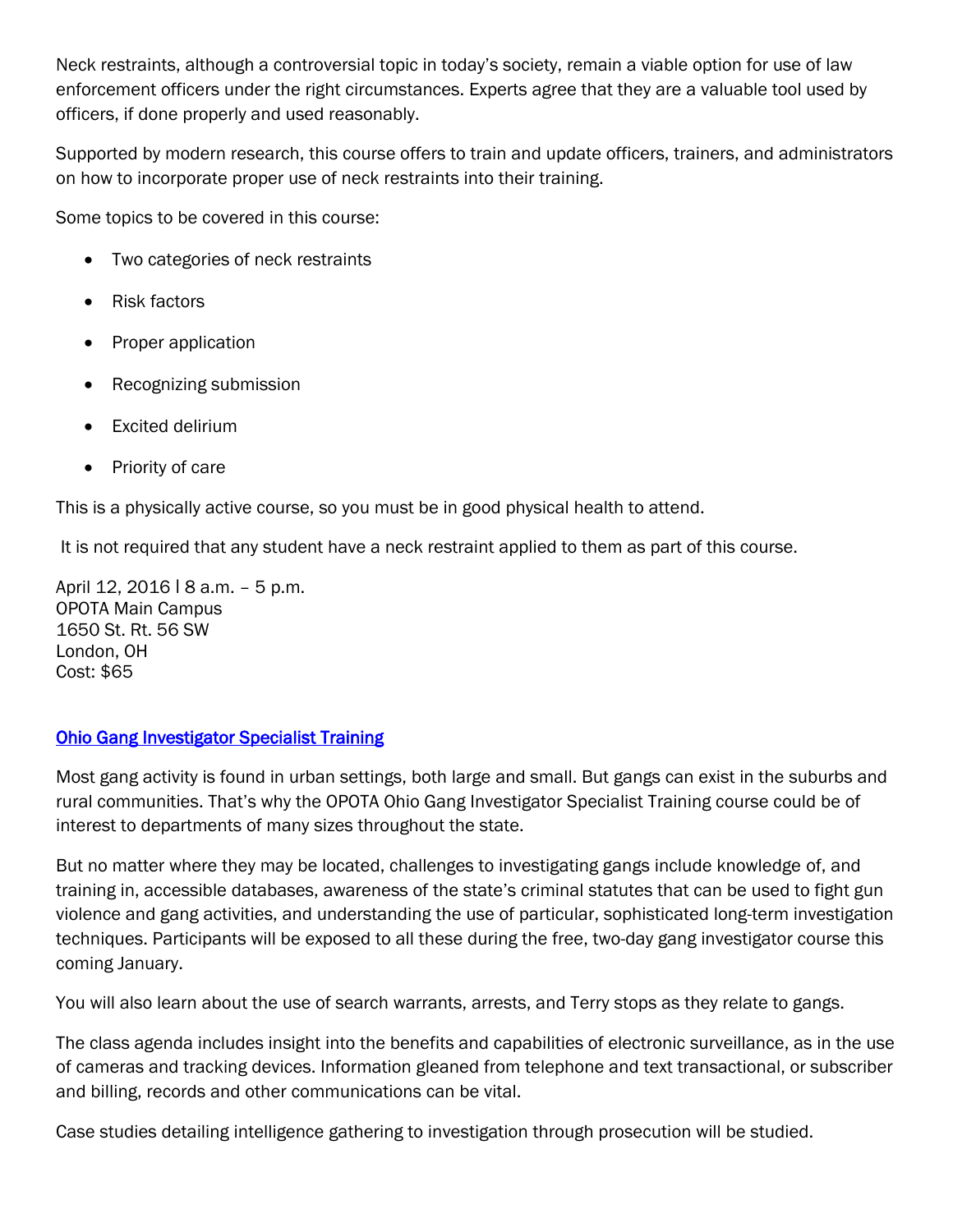Neck restraints, although a controversial topic in today's society, remain a viable option for use of law enforcement officers under the right circumstances. Experts agree that they are a valuable tool used by officers, if done properly and used reasonably.

Supported by modern research, this course offers to train and update officers, trainers, and administrators on how to incorporate proper use of neck restraints into their training.

Some topics to be covered in this course:

- Two categories of neck restraints
- Risk factors
- Proper application
- Recognizing submission
- Excited delirium
- Priority of care

This is a physically active course, so you must be in good physical health to attend.

It is not required that any student have a neck restraint applied to them as part of this course.

April 12, 2016 | 8 a.m. – 5 p.m.
OPOTA Main Campus
1650 St. Rt. 56 SW
London, OH
Cost: $65

## Ohio Gang Investigator Specialist Training

Most gang activity is found in urban settings, both large and small. But gangs can exist in the suburbs and rural communities. That's why the OPOTA Ohio Gang Investigator Specialist Training course could be of interest to departments of many sizes throughout the state.

But no matter where they may be located, challenges to investigating gangs include knowledge of, and training in, accessible databases, awareness of the state's criminal statutes that can be used to fight gun violence and gang activities, and understanding the use of particular, sophisticated long-term investigation techniques. Participants will be exposed to all these during the free, two-day gang investigator course this coming January.

You will also learn about the use of search warrants, arrests, and Terry stops as they relate to gangs.

The class agenda includes insight into the benefits and capabilities of electronic surveillance, as in the use of cameras and tracking devices. Information gleaned from telephone and text transactional, or subscriber and billing, records and other communications can be vital.

Case studies detailing intelligence gathering to investigation through prosecution will be studied.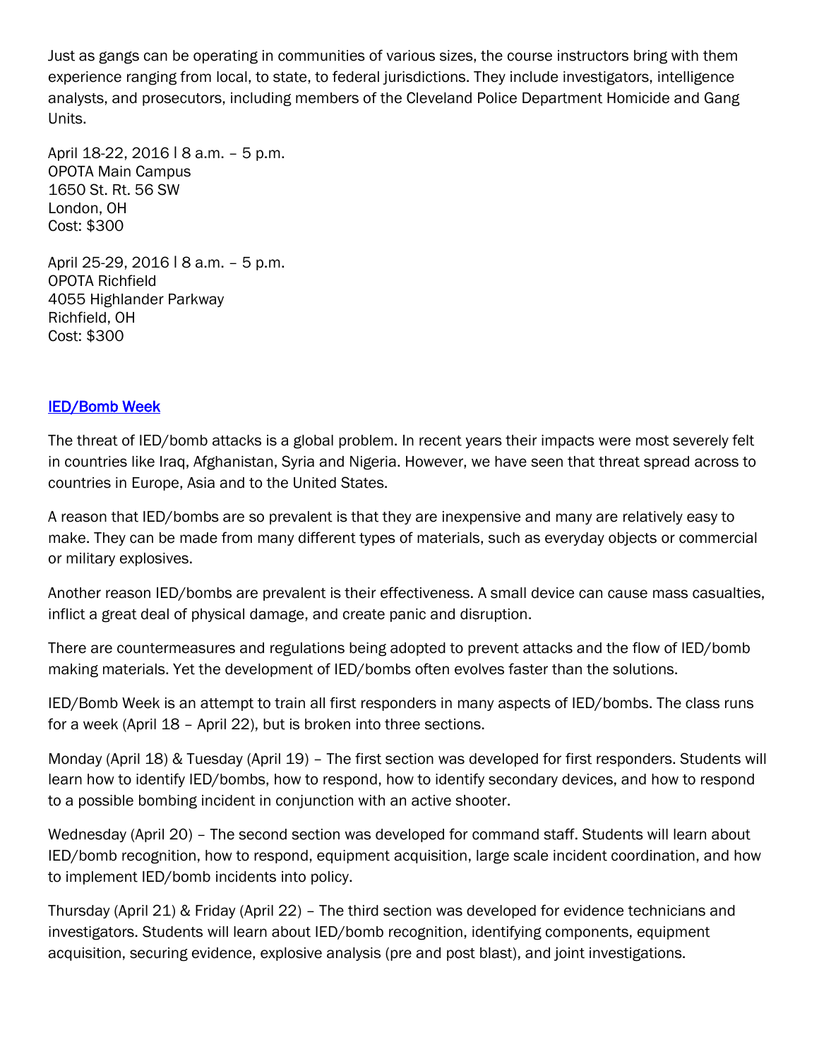Just as gangs can be operating in communities of various sizes, the course instructors bring with them experience ranging from local, to state, to federal jurisdictions. They include investigators, intelligence analysts, and prosecutors, including members of the Cleveland Police Department Homicide and Gang Units.

April 18-22, 2016 | 8 a.m. – 5 p.m.
OPOTA Main Campus
1650 St. Rt. 56 SW
London, OH
Cost: $300

April 25-29, 2016 | 8 a.m. – 5 p.m.
OPOTA Richfield
4055 Highlander Parkway
Richfield, OH
Cost: $300

## IED/Bomb Week

The threat of IED/bomb attacks is a global problem. In recent years their impacts were most severely felt in countries like Iraq, Afghanistan, Syria and Nigeria. However, we have seen that threat spread across to countries in Europe, Asia and to the United States.

A reason that IED/bombs are so prevalent is that they are inexpensive and many are relatively easy to make. They can be made from many different types of materials, such as everyday objects or commercial or military explosives.

Another reason IED/bombs are prevalent is their effectiveness. A small device can cause mass casualties, inflict a great deal of physical damage, and create panic and disruption.

There are countermeasures and regulations being adopted to prevent attacks and the flow of IED/bomb making materials. Yet the development of IED/bombs often evolves faster than the solutions.

IED/Bomb Week is an attempt to train all first responders in many aspects of IED/bombs. The class runs for a week (April 18 – April 22), but is broken into three sections.

Monday (April 18) & Tuesday (April 19) – The first section was developed for first responders. Students will learn how to identify IED/bombs, how to respond, how to identify secondary devices, and how to respond to a possible bombing incident in conjunction with an active shooter.

Wednesday (April 20) – The second section was developed for command staff. Students will learn about IED/bomb recognition, how to respond, equipment acquisition, large scale incident coordination, and how to implement IED/bomb incidents into policy.

Thursday (April 21) & Friday (April 22) – The third section was developed for evidence technicians and investigators. Students will learn about IED/bomb recognition, identifying components, equipment acquisition, securing evidence, explosive analysis (pre and post blast), and joint investigations.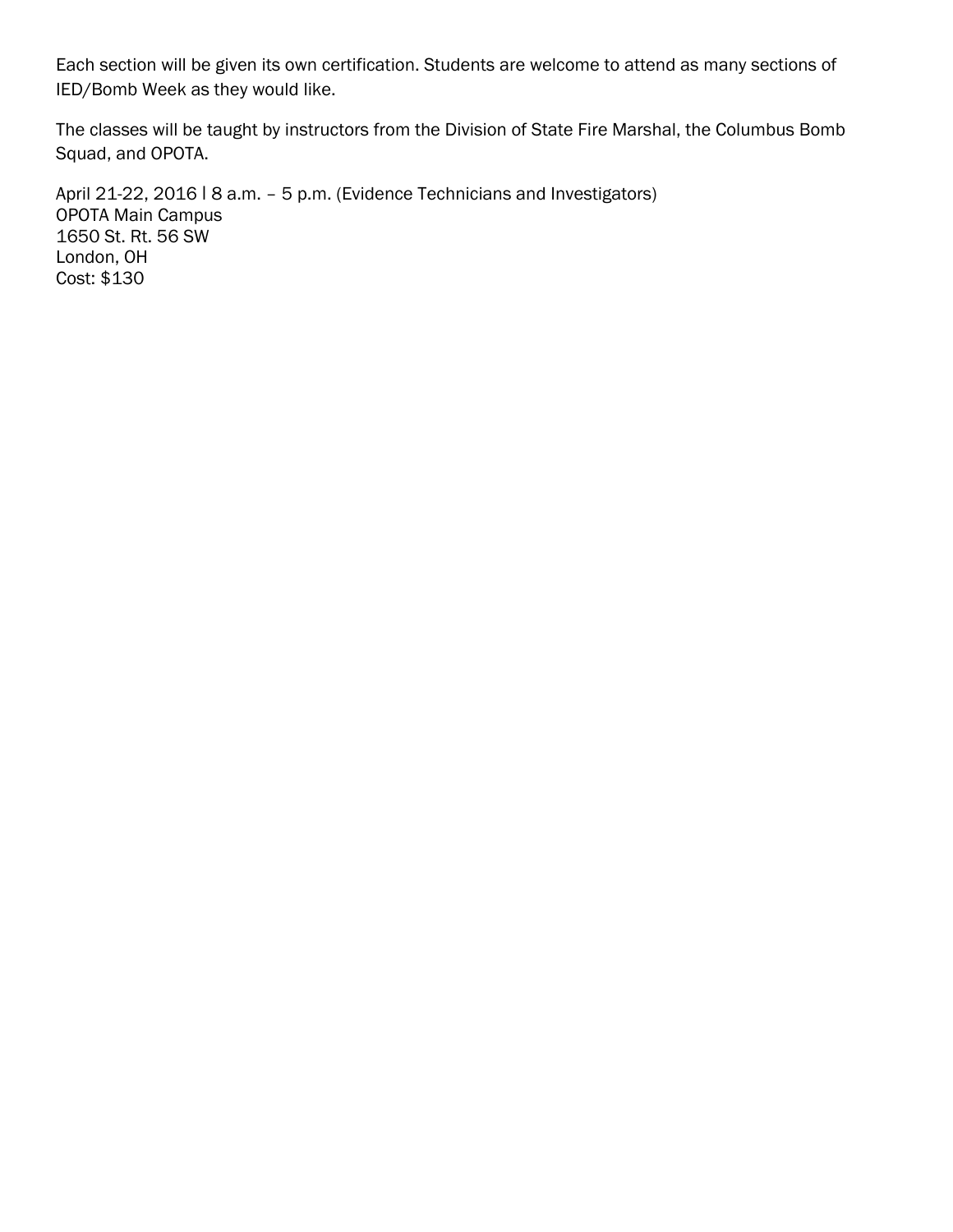Each section will be given its own certification. Students are welcome to attend as many sections of IED/Bomb Week as they would like.

The classes will be taught by instructors from the Division of State Fire Marshal, the Columbus Bomb Squad, and OPOTA.

April 21-22, 2016 | 8 a.m. – 5 p.m. (Evidence Technicians and Investigators)
OPOTA Main Campus
1650 St. Rt. 56 SW
London, OH
Cost: $130